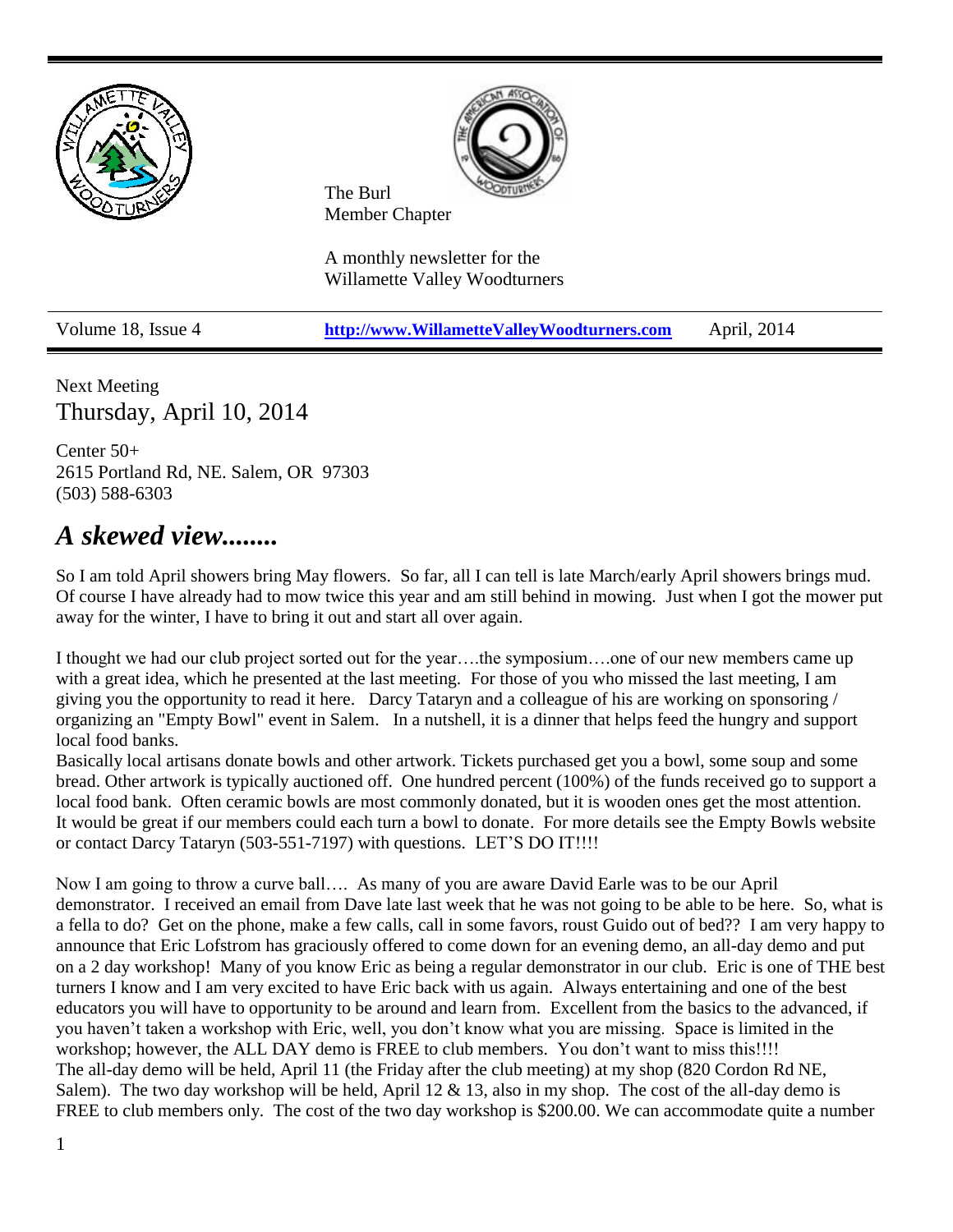The Burl
Member Chapter

A monthly newsletter for the
Willamette Valley Woodturners

Volume 18, Issue 4 | **http://www.WillametteValleyWoodturners.com** | April, 2014

Next Meeting
Thursday, April 10, 2014

Center 50+
2615 Portland Rd, NE. Salem, OR 97303
(503) 588-6303

## *A skewed view........*

So I am told April showers bring May flowers. So far, all I can tell is late March/early April showers brings mud. Of course I have already had to mow twice this year and am still behind in mowing. Just when I got the mower put away for the winter, I have to bring it out and start all over again.

I thought we had our club project sorted out for the year….the symposium….one of our new members came up with a great idea, which he presented at the last meeting. For those of you who missed the last meeting, I am giving you the opportunity to read it here. Darcy Tataryn and a colleague of his are working on sponsoring / organizing an "Empty Bowl" event in Salem. In a nutshell, it is a dinner that helps feed the hungry and support local food banks.
Basically local artisans donate bowls and other artwork. Tickets purchased get you a bowl, some soup and some bread. Other artwork is typically auctioned off. One hundred percent (100%) of the funds received go to support a local food bank. Often ceramic bowls are most commonly donated, but it is wooden ones get the most attention. It would be great if our members could each turn a bowl to donate. For more details see the Empty Bowls website or contact Darcy Tataryn (503-551-7197) with questions. LET'S DO IT!!!!

Now I am going to throw a curve ball…. As many of you are aware David Earle was to be our April demonstrator. I received an email from Dave late last week that he was not going to be able to be here. So, what is a fella to do? Get on the phone, make a few calls, call in some favors, roust Guido out of bed?? I am very happy to announce that Eric Lofstrom has graciously offered to come down for an evening demo, an all-day demo and put on a 2 day workshop! Many of you know Eric as being a regular demonstrator in our club. Eric is one of THE best turners I know and I am very excited to have Eric back with us again. Always entertaining and one of the best educators you will have to opportunity to be around and learn from. Excellent from the basics to the advanced, if you haven't taken a workshop with Eric, well, you don't know what you are missing. Space is limited in the workshop; however, the ALL DAY demo is FREE to club members. You don't want to miss this!!!!
The all-day demo will be held, April 11 (the Friday after the club meeting) at my shop (820 Cordon Rd NE, Salem). The two day workshop will be held, April 12 & 13, also in my shop. The cost of the all-day demo is FREE to club members only. The cost of the two day workshop is $200.00. We can accommodate quite a number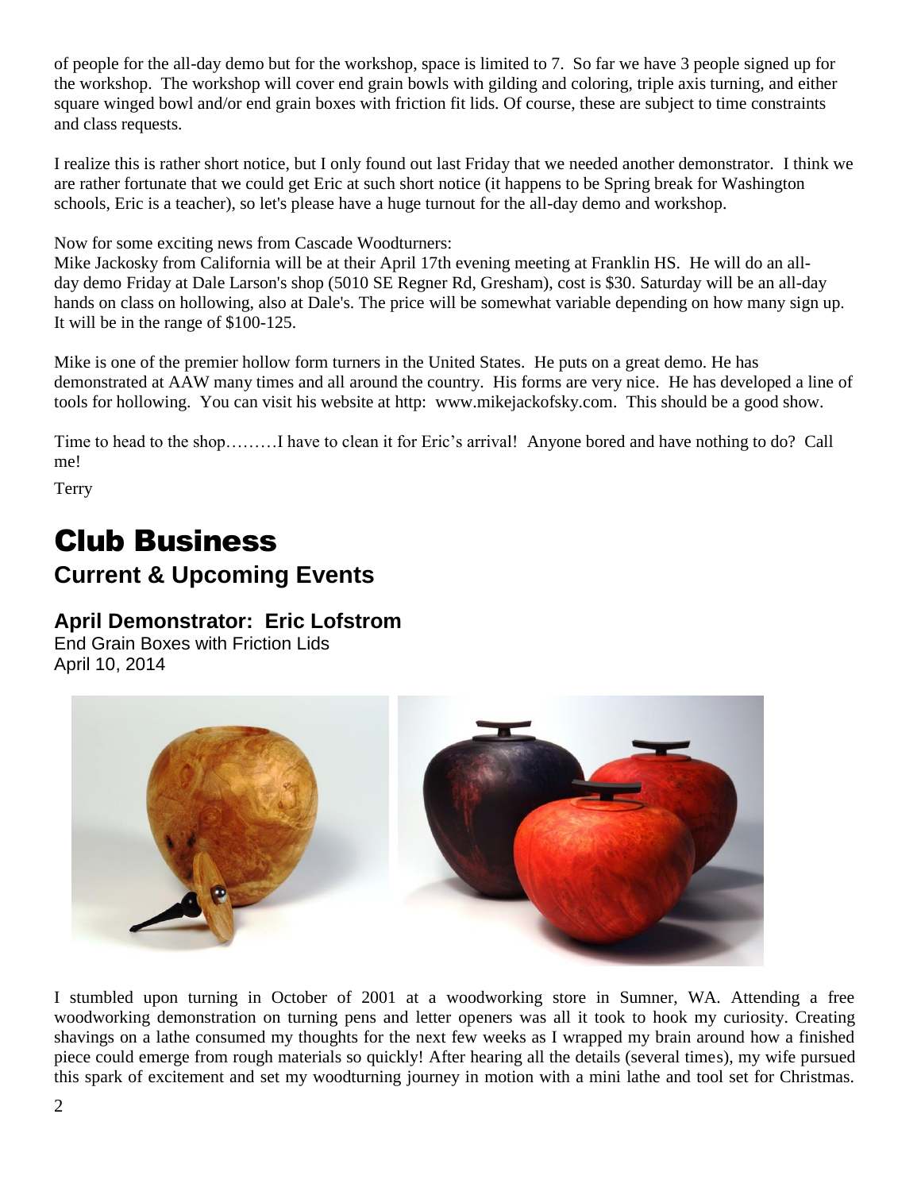of people for the all-day demo but for the workshop, space is limited to 7. So far we have 3 people signed up for the workshop. The workshop will cover end grain bowls with gilding and coloring, triple axis turning, and either square winged bowl and/or end grain boxes with friction fit lids. Of course, these are subject to time constraints and class requests.

I realize this is rather short notice, but I only found out last Friday that we needed another demonstrator. I think we are rather fortunate that we could get Eric at such short notice (it happens to be Spring break for Washington schools, Eric is a teacher), so let's please have a huge turnout for the all-day demo and workshop.

Now for some exciting news from Cascade Woodturners:
Mike Jackosky from California will be at their April 17th evening meeting at Franklin HS. He will do an all-day demo Friday at Dale Larson's shop (5010 SE Regner Rd, Gresham), cost is $30. Saturday will be an all-day hands on class on hollowing, also at Dale's. The price will be somewhat variable depending on how many sign up. It will be in the range of $100-125.

Mike is one of the premier hollow form turners in the United States. He puts on a great demo. He has demonstrated at AAW many times and all around the country. His forms are very nice. He has developed a line of tools for hollowing. You can visit his website at http: www.mikejackofsky.com. This should be a good show.

Time to head to the shop………I have to clean it for Eric's arrival! Anyone bored and have nothing to do? Call me!

Terry

# Club Business

## Current & Upcoming Events

### April Demonstrator: Eric Lofstrom

End Grain Boxes with Friction Lids
April 10, 2014

I stumbled upon turning in October of 2001 at a woodworking store in Sumner, WA. Attending a free woodworking demonstration on turning pens and letter openers was all it took to hook my curiosity. Creating shavings on a lathe consumed my thoughts for the next few weeks as I wrapped my brain around how a finished piece could emerge from rough materials so quickly! After hearing all the details (several times), my wife pursued this spark of excitement and set my woodturning journey in motion with a mini lathe and tool set for Christmas.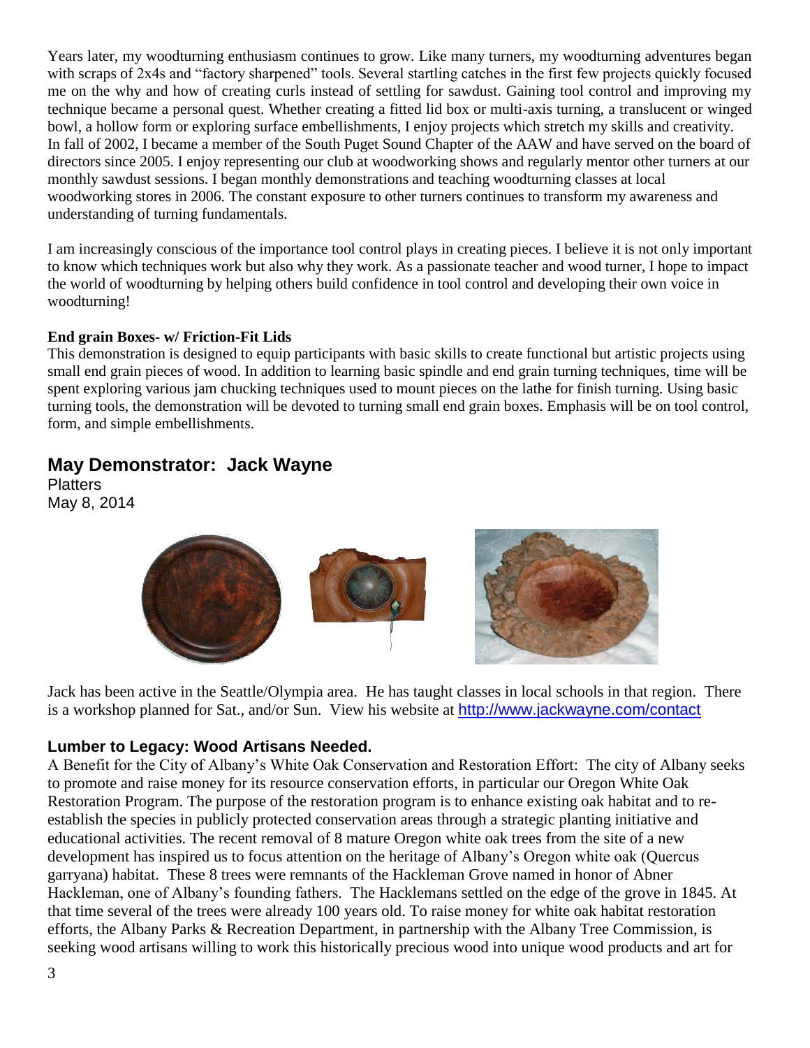Years later, my woodturning enthusiasm continues to grow. Like many turners, my woodturning adventures began with scraps of 2x4s and "factory sharpened" tools. Several startling catches in the first few projects quickly focused me on the why and how of creating curls instead of settling for sawdust. Gaining tool control and improving my technique became a personal quest. Whether creating a fitted lid box or multi-axis turning, a translucent or winged bowl, a hollow form or exploring surface embellishments, I enjoy projects which stretch my skills and creativity. In fall of 2002, I became a member of the South Puget Sound Chapter of the AAW and have served on the board of directors since 2005. I enjoy representing our club at woodworking shows and regularly mentor other turners at our monthly sawdust sessions. I began monthly demonstrations and teaching woodturning classes at local woodworking stores in 2006. The constant exposure to other turners continues to transform my awareness and understanding of turning fundamentals.

I am increasingly conscious of the importance tool control plays in creating pieces. I believe it is not only important to know which techniques work but also why they work. As a passionate teacher and wood turner, I hope to impact the world of woodturning by helping others build confidence in tool control and developing their own voice in woodturning!

**End grain Boxes- w/ Friction-Fit Lids**

This demonstration is designed to equip participants with basic skills to create functional but artistic projects using small end grain pieces of wood. In addition to learning basic spindle and end grain turning techniques, time will be spent exploring various jam chucking techniques used to mount pieces on the lathe for finish turning. Using basic turning tools, the demonstration will be devoted to turning small end grain boxes. Emphasis will be on tool control, form, and simple embellishments.

## May Demonstrator: Jack Wayne

Platters

May 8, 2014

Jack has been active in the Seattle/Olympia area. He has taught classes in local schools in that region. There is a workshop planned for Sat., and/or Sun. View his website at http://www.jackwayne.com/contact

### Lumber to Legacy: Wood Artisans Needed.

A Benefit for the City of Albany's White Oak Conservation and Restoration Effort: The city of Albany seeks to promote and raise money for its resource conservation efforts, in particular our Oregon White Oak Restoration Program. The purpose of the restoration program is to enhance existing oak habitat and to re-establish the species in publicly protected conservation areas through a strategic planting initiative and educational activities. The recent removal of 8 mature Oregon white oak trees from the site of a new development has inspired us to focus attention on the heritage of Albany's Oregon white oak (Quercus garryana) habitat. These 8 trees were remnants of the Hackleman Grove named in honor of Abner Hackleman, one of Albany's founding fathers. The Hacklemans settled on the edge of the grove in 1845. At that time several of the trees were already 100 years old. To raise money for white oak habitat restoration efforts, the Albany Parks & Recreation Department, in partnership with the Albany Tree Commission, is seeking wood artisans willing to work this historically precious wood into unique wood products and art for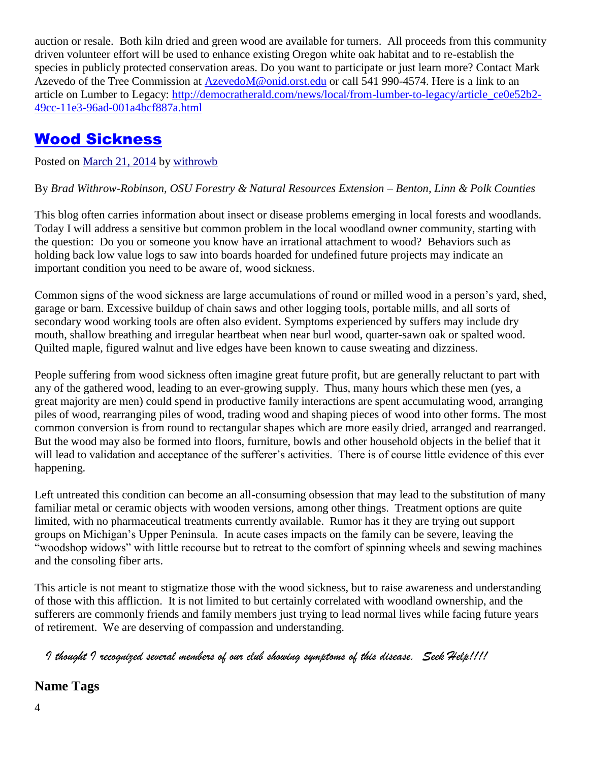auction or resale. Both kiln dried and green wood are available for turners. All proceeds from this community driven volunteer effort will be used to enhance existing Oregon white oak habitat and to re-establish the species in publicly protected conservation areas. Do you want to participate or just learn more? Contact Mark Azevedo of the Tree Commission at [AzevedoM@onid.orst.edu](mailto:AzevedoM@onid.orst.edu) or call 541 990-4574. Here is a link to an article on Lumber to Legacy: [http://democratherald.com/news/local/from-lumber-to-legacy/article_ce0e52b2-49cc-11e3-96ad-001a4bcf887a.html](http://democratherald.com/news/local/from-lumber-to-legacy/article_ce0e52b2-49cc-11e3-96ad-001a4bcf887a.html)

## Wood Sickness

Posted on March 21, 2014 by withrowb

By *Brad Withrow-Robinson, OSU Forestry & Natural Resources Extension – Benton, Linn & Polk Counties*

This blog often carries information about insect or disease problems emerging in local forests and woodlands. Today I will address a sensitive but common problem in the local woodland owner community, starting with the question: Do you or someone you know have an irrational attachment to wood? Behaviors such as holding back low value logs to saw into boards hoarded for undefined future projects may indicate an important condition you need to be aware of, wood sickness.

Common signs of the wood sickness are large accumulations of round or milled wood in a person's yard, shed, garage or barn. Excessive buildup of chain saws and other logging tools, portable mills, and all sorts of secondary wood working tools are often also evident. Symptoms experienced by suffers may include dry mouth, shallow breathing and irregular heartbeat when near burl wood, quarter-sawn oak or spalted wood. Quilted maple, figured walnut and live edges have been known to cause sweating and dizziness.

People suffering from wood sickness often imagine great future profit, but are generally reluctant to part with any of the gathered wood, leading to an ever-growing supply. Thus, many hours which these men (yes, a great majority are men) could spend in productive family interactions are spent accumulating wood, arranging piles of wood, rearranging piles of wood, trading wood and shaping pieces of wood into other forms. The most common conversion is from round to rectangular shapes which are more easily dried, arranged and rearranged. But the wood may also be formed into floors, furniture, bowls and other household objects in the belief that it will lead to validation and acceptance of the sufferer's activities. There is of course little evidence of this ever happening.

Left untreated this condition can become an all-consuming obsession that may lead to the substitution of many familiar metal or ceramic objects with wooden versions, among other things. Treatment options are quite limited, with no pharmaceutical treatments currently available. Rumor has it they are trying out support groups on Michigan's Upper Peninsula. In acute cases impacts on the family can be severe, leaving the "woodshop widows" with little recourse but to retreat to the comfort of spinning wheels and sewing machines and the consoling fiber arts.

This article is not meant to stigmatize those with the wood sickness, but to raise awareness and understanding of those with this affliction. It is not limited to but certainly correlated with woodland ownership, and the sufferers are commonly friends and family members just trying to lead normal lives while facing future years of retirement. We are deserving of compassion and understanding.

*I thought I recognized several members of our club showing symptoms of this disease. Seek Help!!!!*

## Name Tags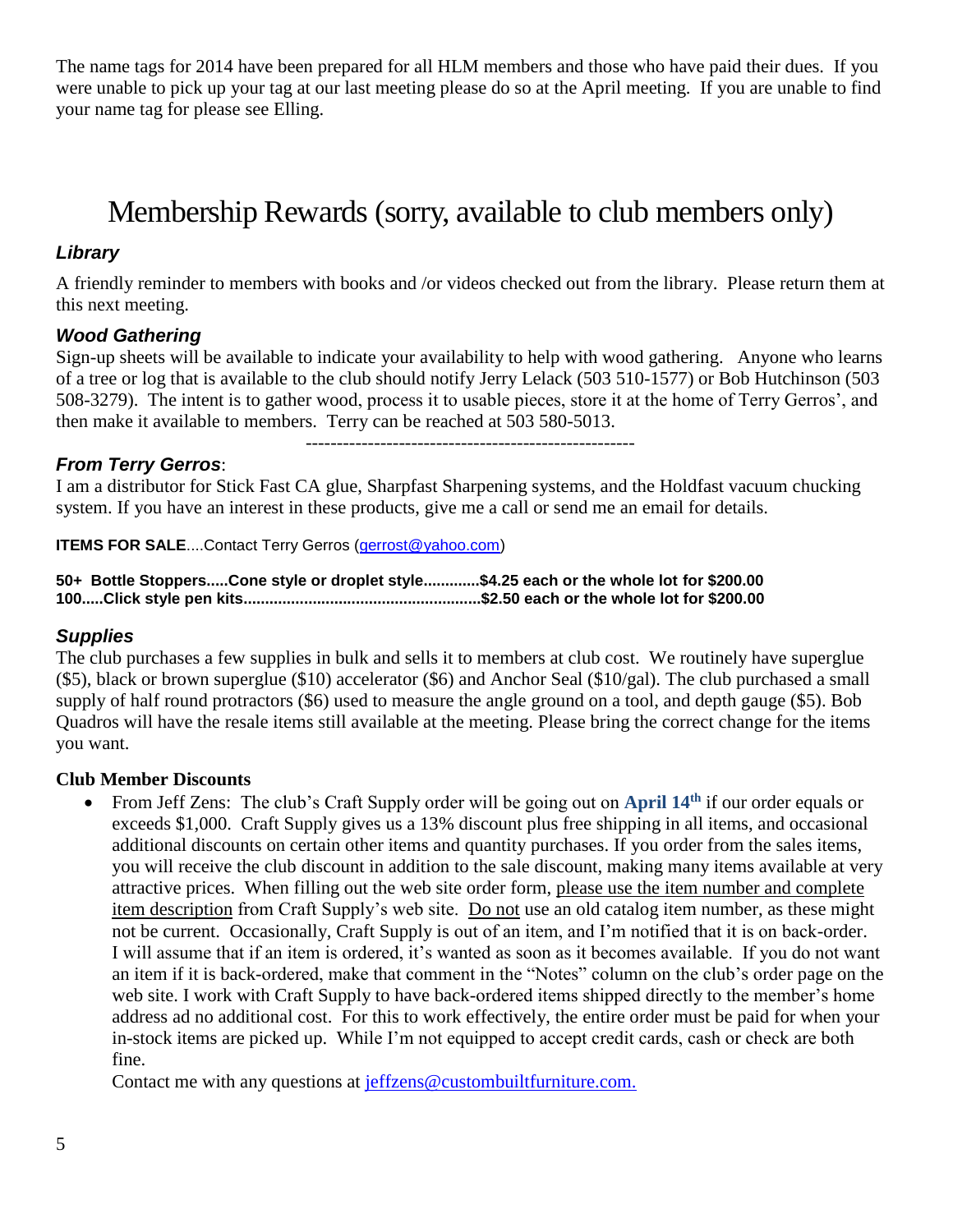The name tags for 2014 have been prepared for all HLM members and those who have paid their dues. If you were unable to pick up your tag at our last meeting please do so at the April meeting. If you are unable to find your name tag for please see Elling.

# Membership Rewards (sorry, available to club members only)

### *Library*

A friendly reminder to members with books and /or videos checked out from the library. Please return them at this next meeting.

### *Wood Gathering*

Sign-up sheets will be available to indicate your availability to help with wood gathering. Anyone who learns of a tree or log that is available to the club should notify Jerry Lelack (503 510-1577) or Bob Hutchinson (503 508-3279). The intent is to gather wood, process it to usable pieces, store it at the home of Terry Gerros', and then make it available to members. Terry can be reached at 503 580-5013.

-----------------------------------------------------

### *From Terry Gerros*:

I am a distributor for Stick Fast CA glue, Sharpfast Sharpening systems, and the Holdfast vacuum chucking system. If you have an interest in these products, give me a call or send me an email for details.

**ITEMS FOR SALE**....Contact Terry Gerros (gerrost@yahoo.com)

**50+ Bottle Stoppers.....Cone style or droplet style.............$4.25 each or the whole lot for $200.00**
**100.....Click style pen kits......................................................$2.50 each or the whole lot for $200.00**

### *Supplies*

The club purchases a few supplies in bulk and sells it to members at club cost. We routinely have superglue ($5), black or brown superglue ($10) accelerator ($6) and Anchor Seal ($10/gal). The club purchased a small supply of half round protractors ($6) used to measure the angle ground on a tool, and depth gauge ($5). Bob Quadros will have the resale items still available at the meeting. Please bring the correct change for the items you want.

**Club Member Discounts**

- From Jeff Zens: The club's Craft Supply order will be going out on **April 14th** if our order equals or exceeds $1,000. Craft Supply gives us a 13% discount plus free shipping in all items, and occasional additional discounts on certain other items and quantity purchases. If you order from the sales items, you will receive the club discount in addition to the sale discount, making many items available at very attractive prices. When filling out the web site order form, please use the item number and complete item description from Craft Supply's web site. Do not use an old catalog item number, as these might not be current. Occasionally, Craft Supply is out of an item, and I'm notified that it is on back-order. I will assume that if an item is ordered, it's wanted as soon as it becomes available. If you do not want an item if it is back-ordered, make that comment in the "Notes" column on the club's order page on the web site. I work with Craft Supply to have back-ordered items shipped directly to the member's home address ad no additional cost. For this to work effectively, the entire order must be paid for when your in-stock items are picked up. While I'm not equipped to accept credit cards, cash or check are both fine.

  Contact me with any questions at jeffzens@custombuiltfurniture.com.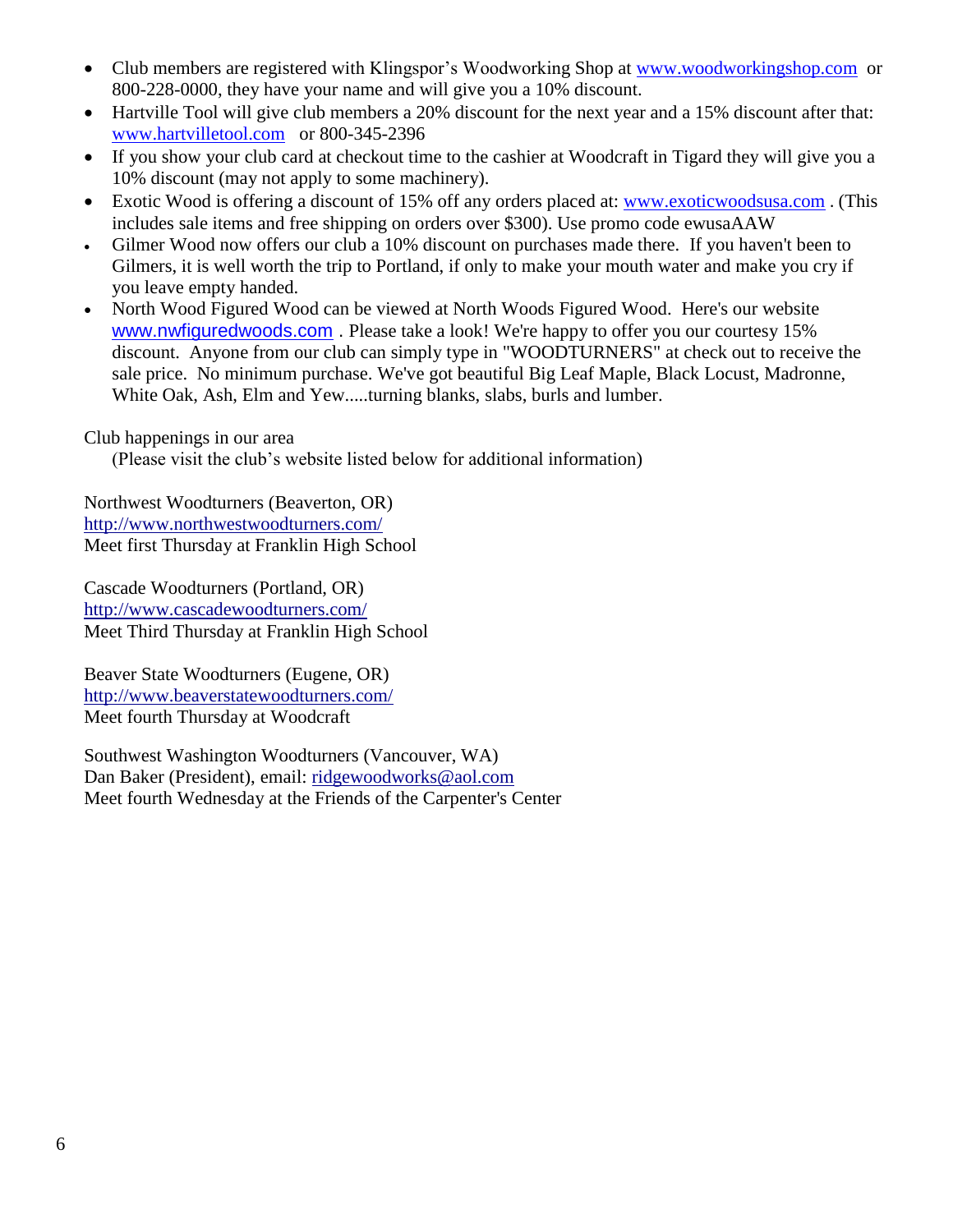- Club members are registered with Klingspor's Woodworking Shop at www.woodworkingshop.com or 800-228-0000, they have your name and will give you a 10% discount.
- Hartville Tool will give club members a 20% discount for the next year and a 15% discount after that: www.hartvilletool.com or 800-345-2396
- If you show your club card at checkout time to the cashier at Woodcraft in Tigard they will give you a 10% discount (may not apply to some machinery).
- Exotic Wood is offering a discount of 15% off any orders placed at: www.exoticwoodsusa.com . (This includes sale items and free shipping on orders over $300). Use promo code ewusaAAW
- Gilmer Wood now offers our club a 10% discount on purchases made there. If you haven't been to Gilmers, it is well worth the trip to Portland, if only to make your mouth water and make you cry if you leave empty handed.
- North Wood Figured Wood can be viewed at North Woods Figured Wood. Here's our website www.nwfiguredwoods.com . Please take a look! We're happy to offer you our courtesy 15% discount. Anyone from our club can simply type in "WOODTURNERS" at check out to receive the sale price. No minimum purchase. We've got beautiful Big Leaf Maple, Black Locust, Madronne, White Oak, Ash, Elm and Yew.....turning blanks, slabs, burls and lumber.

Club happenings in our area

(Please visit the club's website listed below for additional information)

Northwest Woodturners (Beaverton, OR)
http://www.northwestwoodturners.com/
Meet first Thursday at Franklin High School

Cascade Woodturners (Portland, OR)
http://www.cascadewoodturners.com/
Meet Third Thursday at Franklin High School

Beaver State Woodturners (Eugene, OR)
http://www.beaverstatewoodturners.com/
Meet fourth Thursday at Woodcraft

Southwest Washington Woodturners (Vancouver, WA)
Dan Baker (President), email: ridgewoodworks@aol.com
Meet fourth Wednesday at the Friends of the Carpenter's Center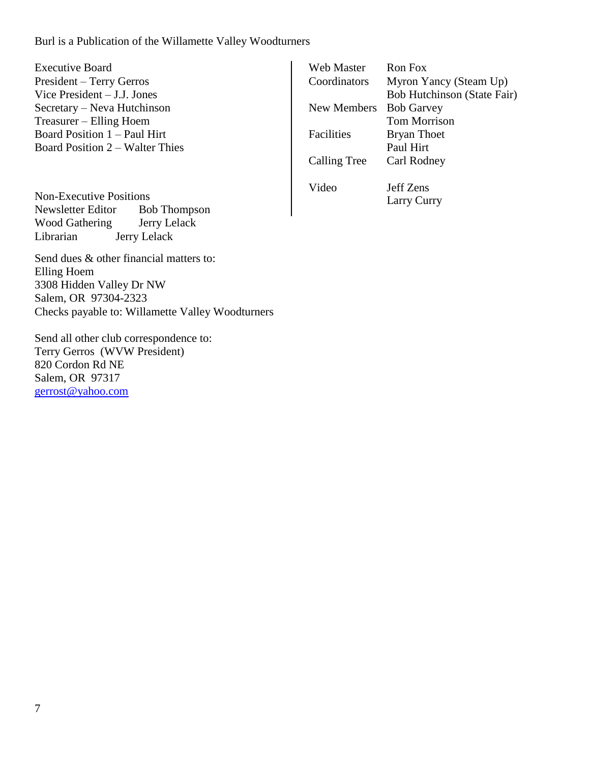Burl is a Publication of the Willamette Valley Woodturners

Executive Board
President – Terry Gerros
Vice President – J.J. Jones
Secretary – Neva Hutchinson
Treasurer – Elling Hoem
Board Position 1 – Paul Hirt
Board Position 2 – Walter Thies

Non-Executive Positions

| | |
|---|---|
| Newsletter Editor | Bob Thompson |
| Wood Gathering | Jerry Lelack |
| Librarian | Jerry Lelack |

Send dues & other financial matters to:
Elling Hoem
3308 Hidden Valley Dr NW
Salem, OR 97304-2323
Checks payable to: Willamette Valley Woodturners

Send all other club correspondence to:
Terry Gerros (WVW President)
820 Cordon Rd NE
Salem, OR 97317
gerrost@yahoo.com

| | |
|---|---|
| Web Master | Ron Fox |
| Coordinators | Myron Yancy (Steam Up) |
| | Bob Hutchinson (State Fair) |
| New Members | Bob Garvey |
| | Tom Morrison |
| Facilities | Bryan Thoet |
| | Paul Hirt |
| Calling Tree | Carl Rodney |
| Video | Jeff Zens |
| | Larry Curry |